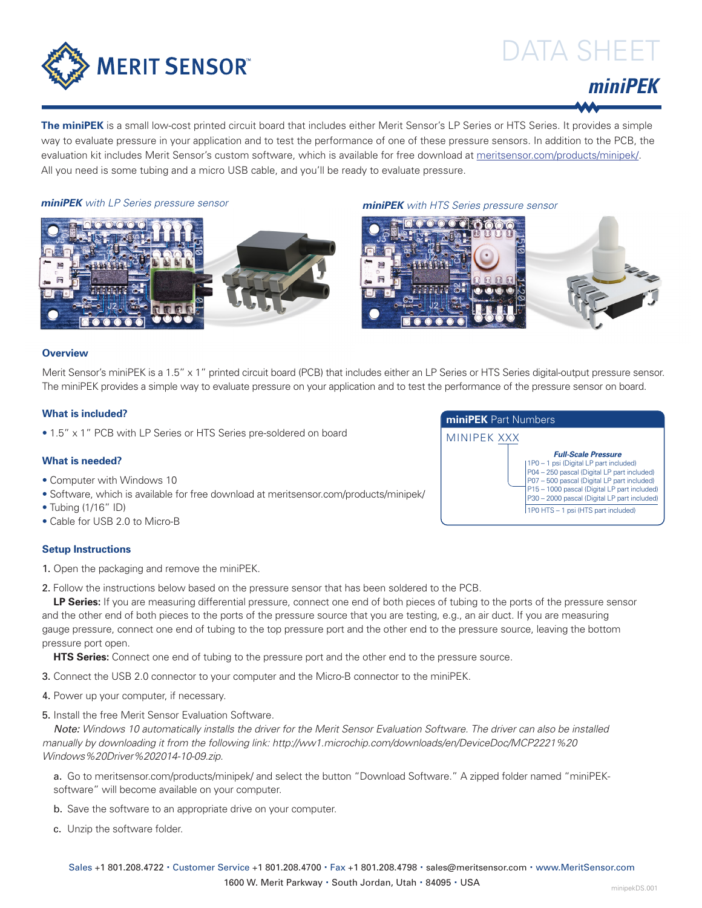# DATA SHEET

## miniPEK

**The miniPEK** is a small low-cost printed circuit board that includes either Merit Sensor's LP Series or HTS Series. It provides a simple way to evaluate pressure in your application and to test the performance of one of these pressure sensors. In addition to the PCB, the evaluation kit includes Merit Sensor's custom software, which is available for free download at meritsensor.com/products/minipek/. All you need is some tubing and a micro USB cable, and you'll be ready to evaluate pressure.

***miniPEK** with LP Series pressure sensor*

***miniPEK** with HTS Series pressure sensor*

### Overview

Merit Sensor's miniPEK is a 1.5" x 1" printed circuit board (PCB) that includes either an LP Series or HTS Series digital-output pressure sensor. The miniPEK provides a simple way to evaluate pressure on your application and to test the performance of the pressure sensor on board.

### What is included?

- 1.5" x 1" PCB with LP Series or HTS Series pre-soldered on board

### What is needed?

- Computer with Windows 10
- Software, which is available for free download at meritsensor.com/products/minipek/
- Tubing (1/16" ID)
- Cable for USB 2.0 to Micro-B

**miniPEK Part Numbers**

MINIPEK XXX

| Code | *Full-Scale Pressure* |
|---|---|
| 1P0 | 1 psi (Digital LP part included) |
| P04 | 250 pascal (Digital LP part included) |
| P07 | 500 pascal (Digital LP part included) |
| P15 | 1000 pascal (Digital LP part included) |
| P30 | 2000 pascal (Digital LP part included) |
| 1P0 HTS | 1 psi (HTS part included) |

### Setup Instructions

1. Open the packaging and remove the miniPEK.
2. Follow the instructions below based on the pressure sensor that has been soldered to the PCB.
   **LP Series:** If you are measuring differential pressure, connect one end of both pieces of tubing to the ports of the pressure sensor and the other end of both pieces to the ports of the pressure source that you are testing, e.g., an air duct. If you are measuring gauge pressure, connect one end of tubing to the top pressure port and the other end to the pressure source, leaving the bottom pressure port open.
   **HTS Series:** Connect one end of tubing to the pressure port and the other end to the pressure source.
3. Connect the USB 2.0 connector to your computer and the Micro-B connector to the miniPEK.
4. Power up your computer, if necessary.
5. Install the free Merit Sensor Evaluation Software.
   *Note: Windows 10 automatically installs the driver for the Merit Sensor Evaluation Software. The driver can also be installed manually by downloading it from the following link: http://ww1.microchip.com/downloads/en/DeviceDoc/MCP2221%20 Windows%20Driver%202014-10-09.zip.*
   a. Go to meritsensor.com/products/minipek/ and select the button "Download Software." A zipped folder named "miniPEK-software" will become available on your computer.
   b. Save the software to an appropriate drive on your computer.
   c. Unzip the software folder.

Sales +1 801.208.4722 • Customer Service +1 801.208.4700 • Fax +1 801.208.4798 • sales@meritsensor.com • www.MeritSensor.com
1600 W. Merit Parkway • South Jordan, Utah • 84095 • USA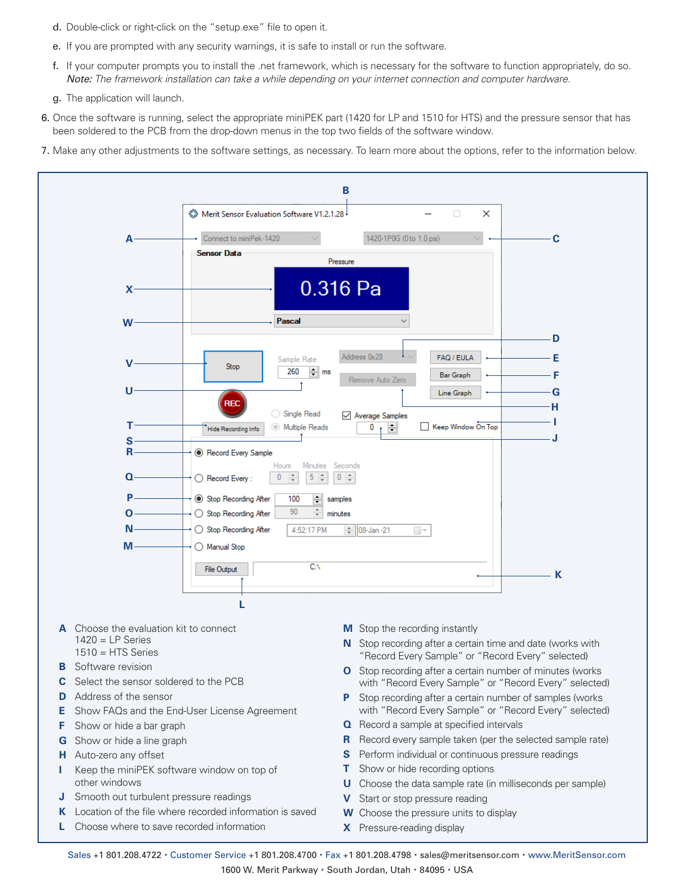d. Double-click or right-click on the “setup.exe” file to open it.

e. If you are prompted with any security warnings, it is safe to install or run the software.

f. If your computer prompts you to install the .net framework, which is necessary for the software to function appropriately, do so.
*Note: The framework installation can take a while depending on your internet connection and computer hardware.*

g. The application will launch.

6. Once the software is running, select the appropriate miniPEK part (1420 for LP and 1510 for HTS) and the pressure sensor that has been soldered to the PCB from the drop-down menus in the top two fields of the software window.

7. Make any other adjustments to the software settings, as necessary. To learn more about the options, refer to the information below.

**A** Choose the evaluation kit to connect
1420 = LP Series
1510 = HTS Series

**B** Software revision

**C** Select the sensor soldered to the PCB

**D** Address of the sensor

**E** Show FAQs and the End-User License Agreement

**F** Show or hide a bar graph

**G** Show or hide a line graph

**H** Auto-zero any offset

**I** Keep the miniPEK software window on top of other windows

**J** Smooth out turbulent pressure readings

**K** Location of the file where recorded information is saved

**L** Choose where to save recorded information

**M** Stop the recording instantly

**N** Stop recording after a certain time and date (works with “Record Every Sample” or “Record Every” selected)

**O** Stop recording after a certain number of minutes (works with “Record Every Sample” or “Record Every” selected)

**P** Stop recording after a certain number of samples (works with “Record Every Sample” or “Record Every” selected)

**Q** Record a sample at specified intervals

**R** Record every sample taken (per the selected sample rate)

**S** Perform individual or continuous pressure readings

**T** Show or hide recording options

**U** Choose the data sample rate (in milliseconds per sample)

**V** Start or stop pressure reading

**W** Choose the pressure units to display

**X** Pressure-reading display

Sales +1 801.208.4722 • Customer Service +1 801.208.4700 • Fax +1 801.208.4798 • sales@meritsensor.com • www.MeritSensor.com
1600 W. Merit Parkway • South Jordan, Utah • 84095 • USA